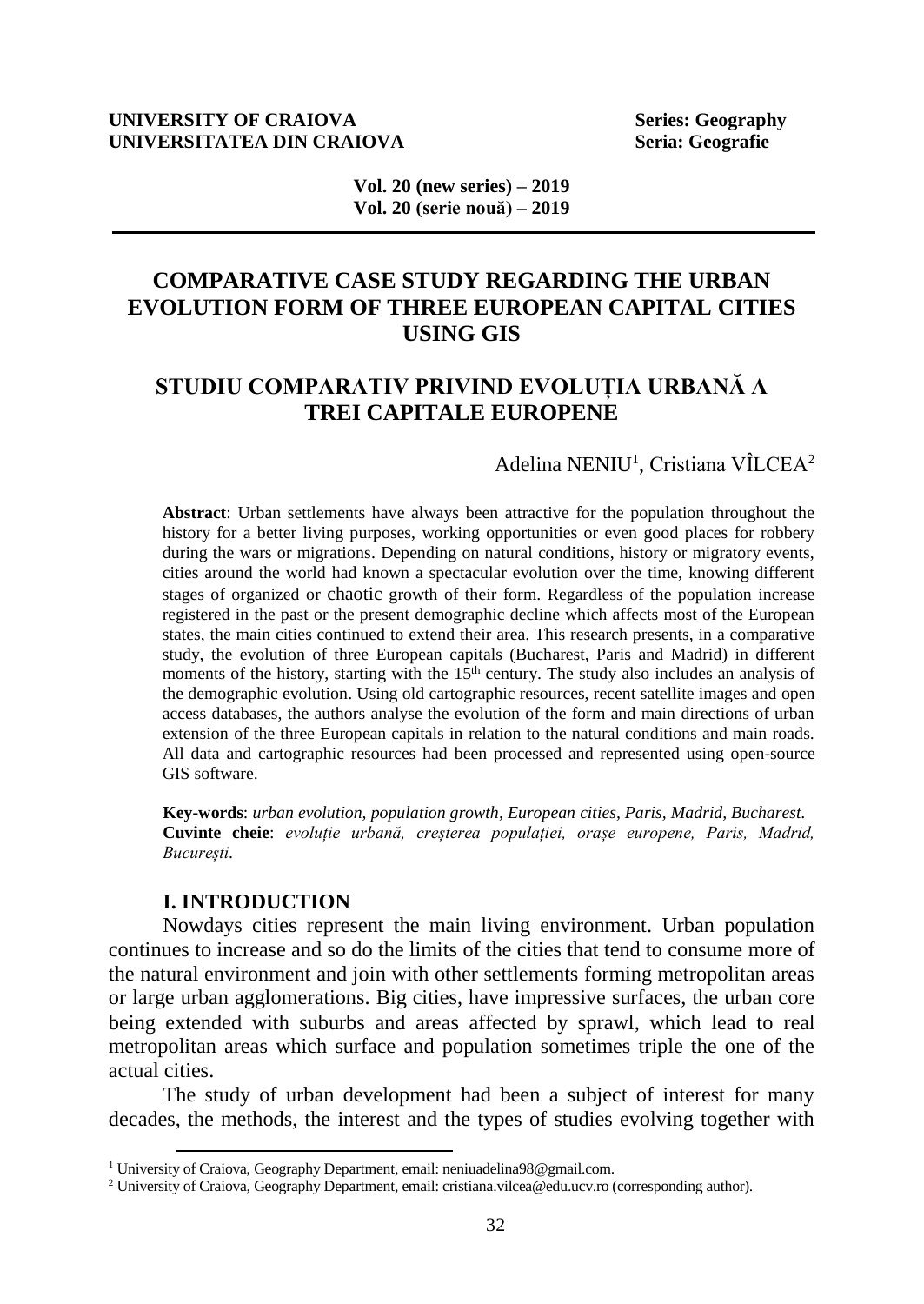UNIVERSITY OF CRAIOVA
UNIVERSITATEA DIN CRAIOVA

Series: Geography
Seria: Geografie

Vol. 20 (new series) – 2019
Vol. 20 (serie nouă) – 2019

# COMPARATIVE CASE STUDY REGARDING THE URBAN EVOLUTION FORM OF THREE EUROPEAN CAPITAL CITIES USING GIS

# STUDIU COMPARATIV PRIVIND EVOLUȚIA URBANĂ A TREI CAPITALE EUROPENE

Adelina NENIU[1], Cristiana VÎLCEA[2]

**Abstract**: Urban settlements have always been attractive for the population throughout the history for a better living purposes, working opportunities or even good places for robbery during the wars or migrations. Depending on natural conditions, history or migratory events, cities around the world had known a spectacular evolution over the time, knowing different stages of organized or chaotic growth of their form. Regardless of the population increase registered in the past or the present demographic decline which affects most of the European states, the main cities continued to extend their area. This research presents, in a comparative study, the evolution of three European capitals (Bucharest, Paris and Madrid) in different moments of the history, starting with the 15th century. The study also includes an analysis of the demographic evolution. Using old cartographic resources, recent satellite images and open access databases, the authors analyse the evolution of the form and main directions of urban extension of the three European capitals in relation to the natural conditions and main roads. All data and cartographic resources had been processed and represented using open-source GIS software.

**Key-words**: *urban evolution, population growth, European cities, Paris, Madrid, Bucharest.*
**Cuvinte cheie**: *evoluție urbană, creșterea populației, orașe europene, Paris, Madrid, București.*

## I. INTRODUCTION

Nowdays cities represent the main living environment. Urban population continues to increase and so do the limits of the cities that tend to consume more of the natural environment and join with other settlements forming metropolitan areas or large urban agglomerations. Big cities, have impressive surfaces, the urban core being extended with suburbs and areas affected by sprawl, which lead to real metropolitan areas which surface and population sometimes triple the one of the actual cities.

The study of urban development had been a subject of interest for many decades, the methods, the interest and the types of studies evolving together with

[1] University of Craiova, Geography Department, email: neniuadelina98@gmail.com.
[2] University of Craiova, Geography Department, email: cristiana.vilcea@edu.ucv.ro (corresponding author).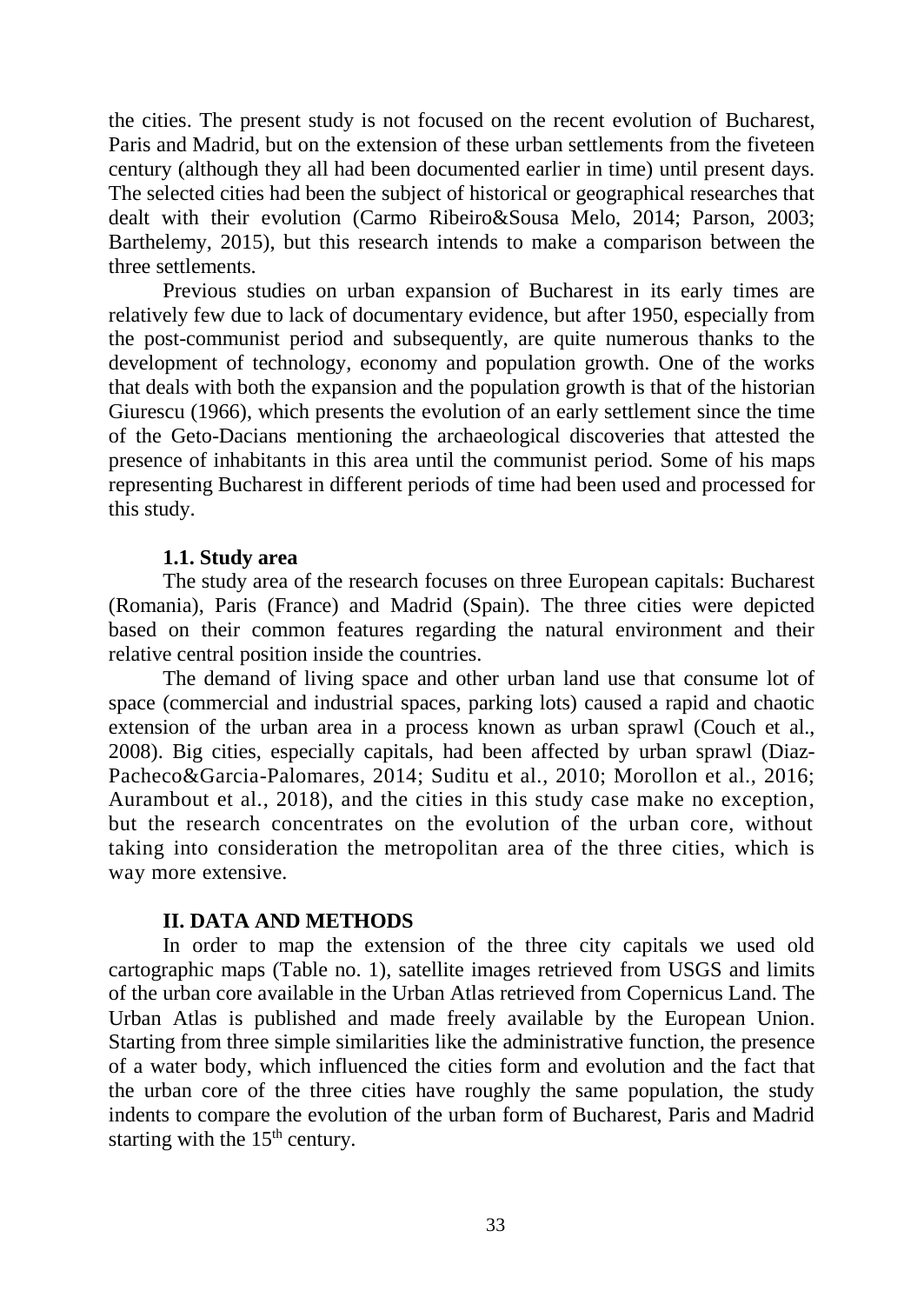the cities. The present study is not focused on the recent evolution of Bucharest, Paris and Madrid, but on the extension of these urban settlements from the fiveteen century (although they all had been documented earlier in time) until present days. The selected cities had been the subject of historical or geographical researches that dealt with their evolution (Carmo Ribeiro&Sousa Melo, 2014; Parson, 2003; Barthelemy, 2015), but this research intends to make a comparison between the three settlements.

Previous studies on urban expansion of Bucharest in its early times are relatively few due to lack of documentary evidence, but after 1950, especially from the post-communist period and subsequently, are quite numerous thanks to the development of technology, economy and population growth. One of the works that deals with both the expansion and the population growth is that of the historian Giurescu (1966), which presents the evolution of an early settlement since the time of the Geto-Dacians mentioning the archaeological discoveries that attested the presence of inhabitants in this area until the communist period. Some of his maps representing Bucharest in different periods of time had been used and processed for this study.

### 1.1. Study area

The study area of the research focuses on three European capitals: Bucharest (Romania), Paris (France) and Madrid (Spain). The three cities were depicted based on their common features regarding the natural environment and their relative central position inside the countries.

The demand of living space and other urban land use that consume lot of space (commercial and industrial spaces, parking lots) caused a rapid and chaotic extension of the urban area in a process known as urban sprawl (Couch et al., 2008). Big cities, especially capitals, had been affected by urban sprawl (Diaz-Pacheco&Garcia-Palomares, 2014; Suditu et al., 2010; Morollon et al., 2016; Aurambout et al., 2018), and the cities in this study case make no exception, but the research concentrates on the evolution of the urban core, without taking into consideration the metropolitan area of the three cities, which is way more extensive.

## II. DATA AND METHODS

In order to map the extension of the three city capitals we used old cartographic maps (Table no. 1), satellite images retrieved from USGS and limits of the urban core available in the Urban Atlas retrieved from Copernicus Land. The Urban Atlas is published and made freely available by the European Union. Starting from three simple similarities like the administrative function, the presence of a water body, which influenced the cities form and evolution and the fact that the urban core of the three cities have roughly the same population, the study indents to compare the evolution of the urban form of Bucharest, Paris and Madrid starting with the 15th century.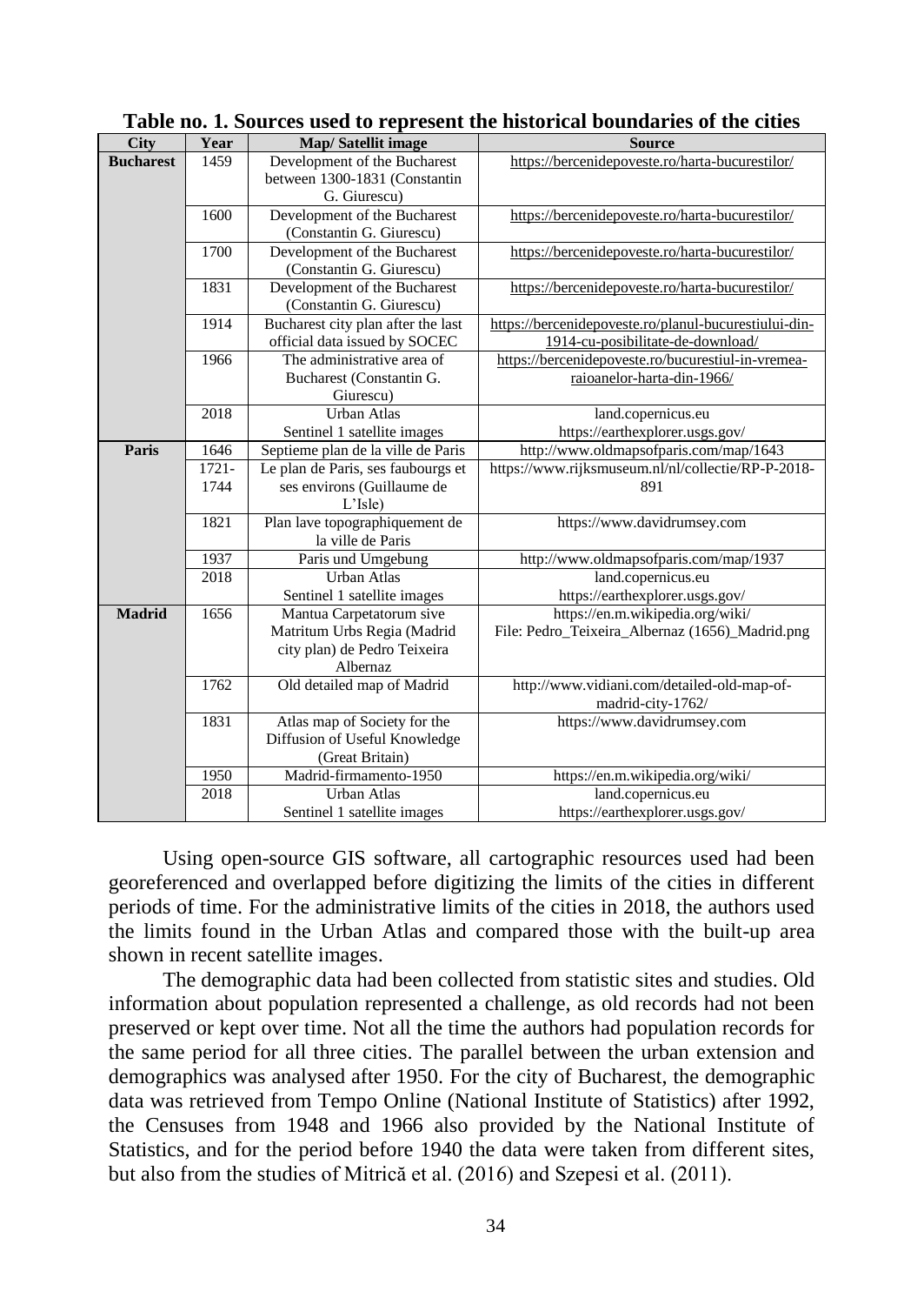**Table no. 1. Sources used to represent the historical boundaries of the cities**

| City | Year | Map/ Satellit image | Source |
|---|---|---|---|
| **Bucharest** | 1459 | Development of the Bucharest between 1300-1831 (Constantin G. Giurescu) | https://bercenidepoveste.ro/harta-bucurestilor/ |
| | 1600 | Development of the Bucharest (Constantin G. Giurescu) | https://bercenidepoveste.ro/harta-bucurestilor/ |
| | 1700 | Development of the Bucharest (Constantin G. Giurescu) | https://bercenidepoveste.ro/harta-bucurestilor/ |
| | 1831 | Development of the Bucharest (Constantin G. Giurescu) | https://bercenidepoveste.ro/harta-bucurestilor/ |
| | 1914 | Bucharest city plan after the last official data issued by SOCEC | https://bercenidepoveste.ro/planul-bucurestiului-din-1914-cu-posibilitate-de-download/ |
| | 1966 | The administrative area of Bucharest (Constantin G. Giurescu) | https://bercenidepoveste.ro/bucurestiul-in-vremea-raioanelor-harta-din-1966/ |
| | 2018 | Urban Atlas Sentinel 1 satellite images | land.copernicus.eu https://earthexplorer.usgs.gov/ |
| **Paris** | 1646 | Septieme plan de la ville de Paris | http://www.oldmapsofparis.com/map/1643 |
| | 1721-1744 | Le plan de Paris, ses faubourgs et ses environs (Guillaume de L'Isle) | https://www.rijksmuseum.nl/nl/collectie/RP-P-2018-891 |
| | 1821 | Plan lave topographiquement de la ville de Paris | https://www.davidrumsey.com |
| | 1937 | Paris und Umgebung | http://www.oldmapsofparis.com/map/1937 |
| | 2018 | Urban Atlas Sentinel 1 satellite images | land.copernicus.eu https://earthexplorer.usgs.gov/ |
| **Madrid** | 1656 | Mantua Carpetatorum sive Matritum Urbs Regia (Madrid city plan) de Pedro Teixeira Albernaz | https://en.m.wikipedia.org/wiki/ File: Pedro_Teixeira_Albernaz (1656)_Madrid.png |
| | 1762 | Old detailed map of Madrid | http://www.vidiani.com/detailed-old-map-of-madrid-city-1762/ |
| | 1831 | Atlas map of Society for the Diffusion of Useful Knowledge (Great Britain) | https://www.davidrumsey.com |
| | 1950 | Madrid-firmamento-1950 | https://en.m.wikipedia.org/wiki/ |
| | 2018 | Urban Atlas Sentinel 1 satellite images | land.copernicus.eu https://earthexplorer.usgs.gov/ |

Using open-source GIS software, all cartographic resources used had been georeferenced and overlapped before digitizing the limits of the cities in different periods of time. For the administrative limits of the cities in 2018, the authors used the limits found in the Urban Atlas and compared those with the built-up area shown in recent satellite images.

The demographic data had been collected from statistic sites and studies. Old information about population represented a challenge, as old records had not been preserved or kept over time. Not all the time the authors had population records for the same period for all three cities. The parallel between the urban extension and demographics was analysed after 1950. For the city of Bucharest, the demographic data was retrieved from Tempo Online (National Institute of Statistics) after 1992, the Censuses from 1948 and 1966 also provided by the National Institute of Statistics, and for the period before 1940 the data were taken from different sites, but also from the studies of Mitrică et al. (2016) and Szepesi et al. (2011).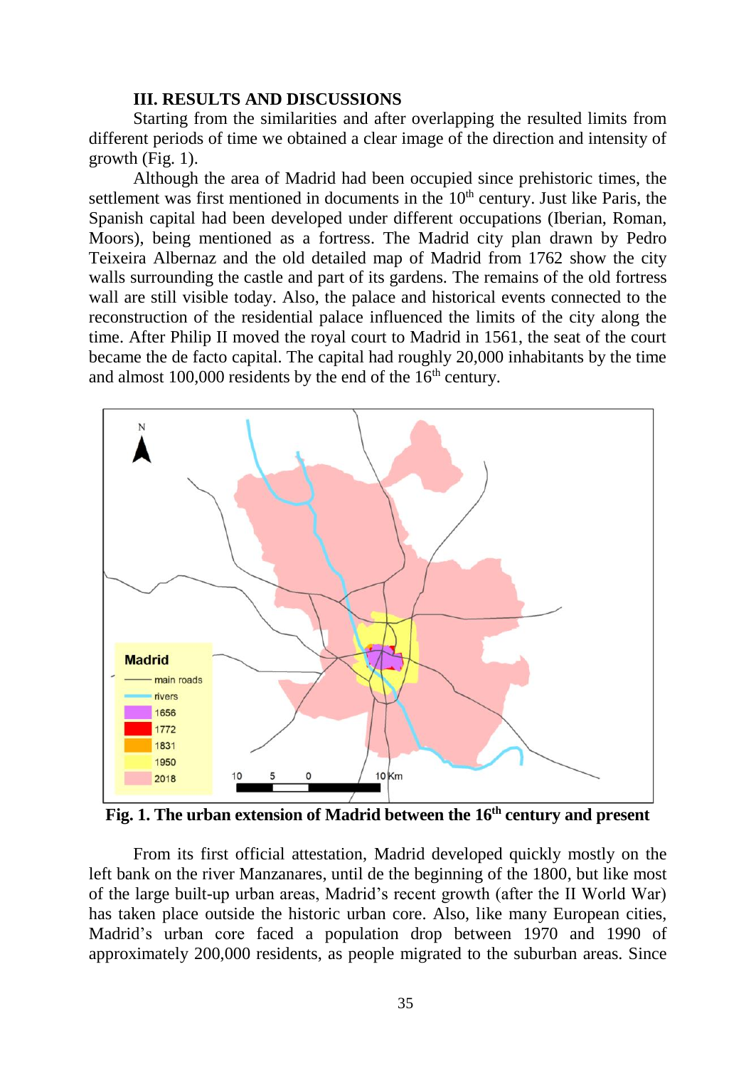### III. RESULTS AND DISCUSSIONS

Starting from the similarities and after overlapping the resulted limits from different periods of time we obtained a clear image of the direction and intensity of growth (Fig. 1).

Although the area of Madrid had been occupied since prehistoric times, the settlement was first mentioned in documents in the 10th century. Just like Paris, the Spanish capital had been developed under different occupations (Iberian, Roman, Moors), being mentioned as a fortress. The Madrid city plan drawn by Pedro Teixeira Albernaz and the old detailed map of Madrid from 1762 show the city walls surrounding the castle and part of its gardens. The remains of the old fortress wall are still visible today. Also, the palace and historical events connected to the reconstruction of the residential palace influenced the limits of the city along the time. After Philip II moved the royal court to Madrid in 1561, the seat of the court became the de facto capital. The capital had roughly 20,000 inhabitants by the time and almost 100,000 residents by the end of the 16th century.

**Fig. 1. The urban extension of Madrid between the 16th century and present**

From its first official attestation, Madrid developed quickly mostly on the left bank on the river Manzanares, until de the beginning of the 1800, but like most of the large built-up urban areas, Madrid's recent growth (after the II World War) has taken place outside the historic urban core. Also, like many European cities, Madrid's urban core faced a population drop between 1970 and 1990 of approximately 200,000 residents, as people migrated to the suburban areas. Since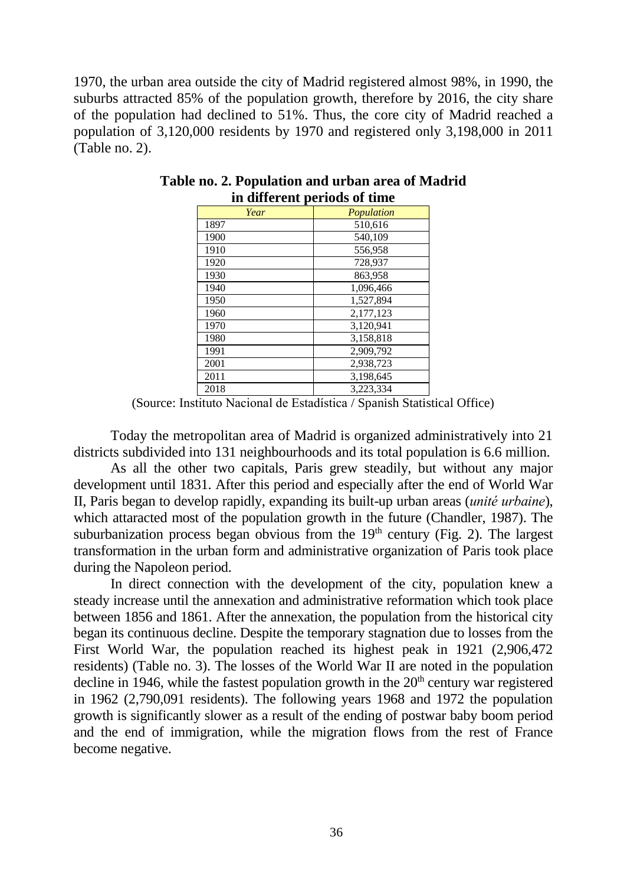1970, the urban area outside the city of Madrid registered almost 98%, in 1990, the suburbs attracted 85% of the population growth, therefore by 2016, the city share of the population had declined to 51%. Thus, the core city of Madrid reached a population of 3,120,000 residents by 1970 and registered only 3,198,000 in 2011 (Table no. 2).

**Table no. 2. Population and urban area of Madrid in different periods of time**

| *Year* | *Population* |
|---|---|
| 1897 | 510,616 |
| 1900 | 540,109 |
| 1910 | 556,958 |
| 1920 | 728,937 |
| 1930 | 863,958 |
| 1940 | 1,096,466 |
| 1950 | 1,527,894 |
| 1960 | 2,177,123 |
| 1970 | 3,120,941 |
| 1980 | 3,158,818 |
| 1991 | 2,909,792 |
| 2001 | 2,938,723 |
| 2011 | 3,198,645 |
| 2018 | 3,223,334 |

(Source: Instituto Nacional de Estadística / Spanish Statistical Office)

Today the metropolitan area of Madrid is organized administratively into 21 districts subdivided into 131 neighbourhoods and its total population is 6.6 million.

As all the other two capitals, Paris grew steadily, but without any major development until 1831. After this period and especially after the end of World War II, Paris began to develop rapidly, expanding its built-up urban areas (*unité urbaine*), which attaracted most of the population growth in the future (Chandler, 1987). The suburbanization process began obvious from the 19th century (Fig. 2). The largest transformation in the urban form and administrative organization of Paris took place during the Napoleon period.

In direct connection with the development of the city, population knew a steady increase until the annexation and administrative reformation which took place between 1856 and 1861. After the annexation, the population from the historical city began its continuous decline. Despite the temporary stagnation due to losses from the First World War, the population reached its highest peak in 1921 (2,906,472 residents) (Table no. 3). The losses of the World War II are noted in the population decline in 1946, while the fastest population growth in the 20th century war registered in 1962 (2,790,091 residents). The following years 1968 and 1972 the population growth is significantly slower as a result of the ending of postwar baby boom period and the end of immigration, while the migration flows from the rest of France become negative.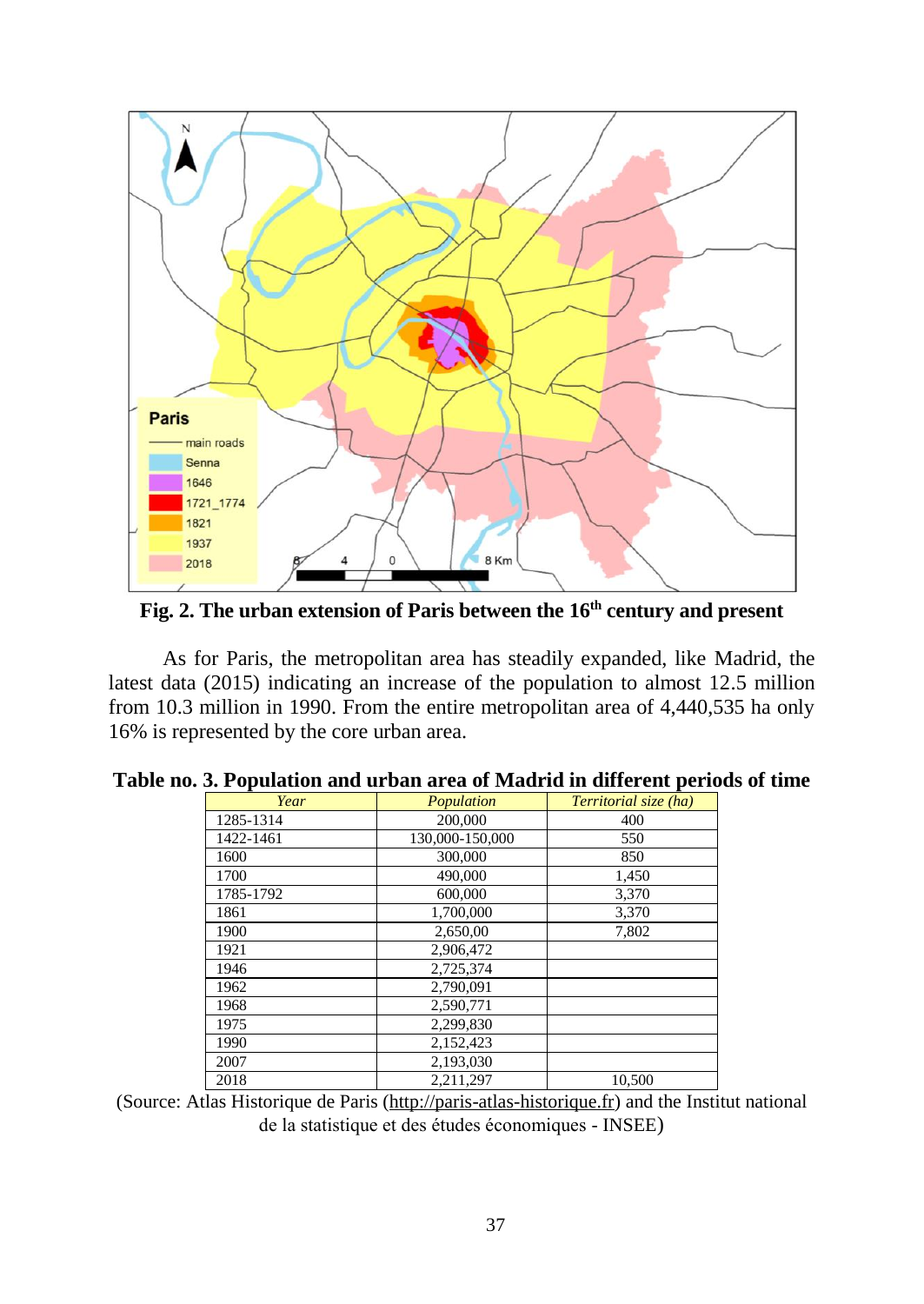**Fig. 2. The urban extension of Paris between the 16th century and present**

As for Paris, the metropolitan area has steadily expanded, like Madrid, the latest data (2015) indicating an increase of the population to almost 12.5 million from 10.3 million in 1990. From the entire metropolitan area of 4,440,535 ha only 16% is represented by the core urban area.

**Table no. 3. Population and urban area of Madrid in different periods of time**

| *Year* | *Population* | *Territorial size (ha)* |
|---|---|---|
| 1285-1314 | 200,000 | 400 |
| 1422-1461 | 130,000-150,000 | 550 |
| 1600 | 300,000 | 850 |
| 1700 | 490,000 | 1,450 |
| 1785-1792 | 600,000 | 3,370 |
| 1861 | 1,700,000 | 3,370 |
| 1900 | 2,650,00 | 7,802 |
| 1921 | 2,906,472 | |
| 1946 | 2,725,374 | |
| 1962 | 2,790,091 | |
| 1968 | 2,590,771 | |
| 1975 | 2,299,830 | |
| 1990 | 2,152,423 | |
| 2007 | 2,193,030 | |
| 2018 | 2,211,297 | 10,500 |

(Source: Atlas Historique de Paris (http://paris-atlas-historique.fr) and the Institut national de la statistique et des études économiques - INSEE)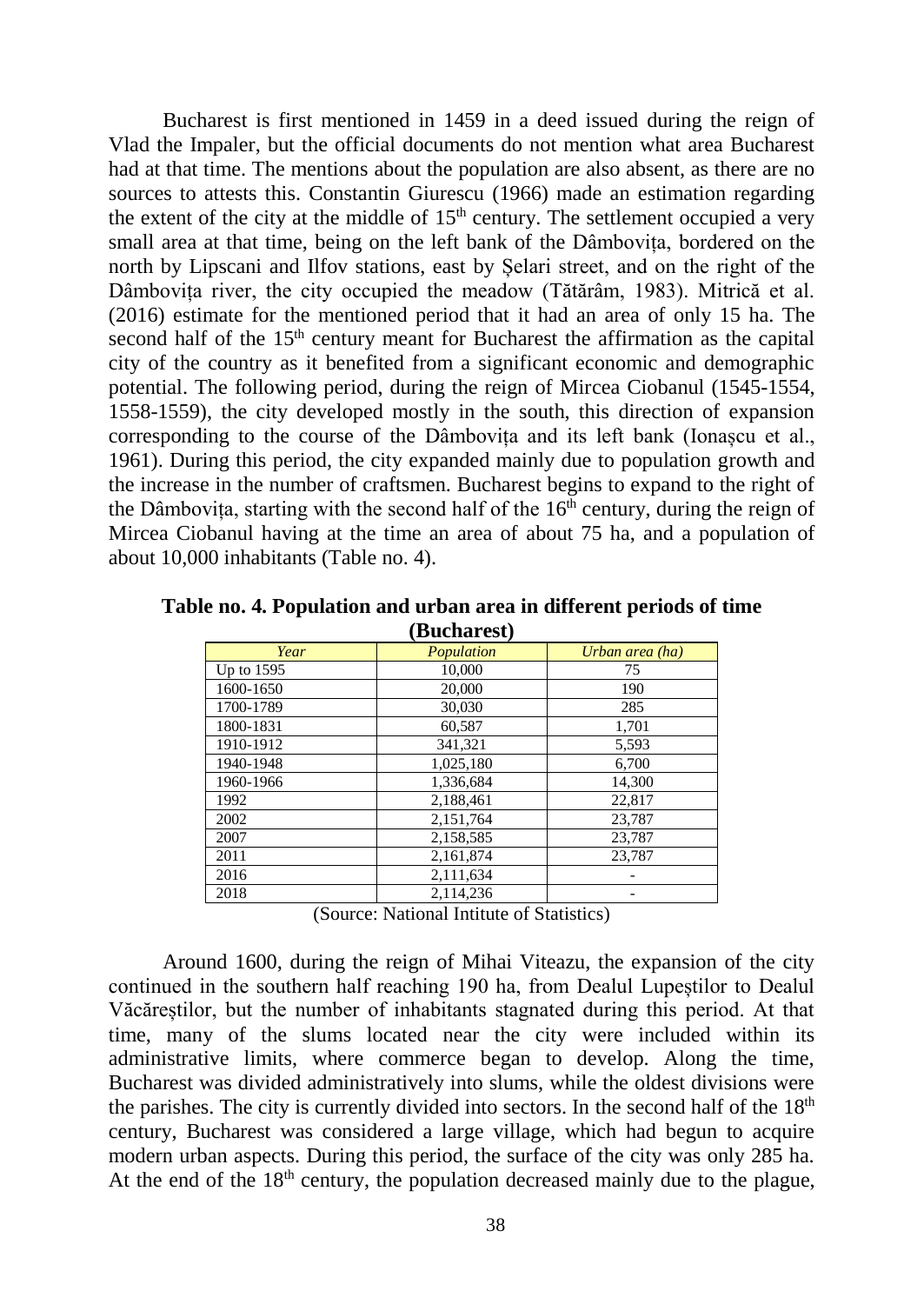Bucharest is first mentioned in 1459 in a deed issued during the reign of Vlad the Impaler, but the official documents do not mention what area Bucharest had at that time. The mentions about the population are also absent, as there are no sources to attests this. Constantin Giurescu (1966) made an estimation regarding the extent of the city at the middle of 15th century. The settlement occupied a very small area at that time, being on the left bank of the Dâmbovița, bordered on the north by Lipscani and Ilfov stations, east by Șelari street, and on the right of the Dâmbovița river, the city occupied the meadow (Tătărâm, 1983). Mitrică et al. (2016) estimate for the mentioned period that it had an area of only 15 ha. The second half of the 15th century meant for Bucharest the affirmation as the capital city of the country as it benefited from a significant economic and demographic potential. The following period, during the reign of Mircea Ciobanul (1545-1554, 1558-1559), the city developed mostly in the south, this direction of expansion corresponding to the course of the Dâmbovița and its left bank (Ionașcu et al., 1961). During this period, the city expanded mainly due to population growth and the increase in the number of craftsmen. Bucharest begins to expand to the right of the Dâmbovița, starting with the second half of the 16th century, during the reign of Mircea Ciobanul having at the time an area of about 75 ha, and a population of about 10,000 inhabitants (Table no. 4).

**Table no. 4. Population and urban area in different periods of time (Bucharest)**

| *Year* | *Population* | *Urban area (ha)* |
|---|---|---|
| Up to 1595 | 10,000 | 75 |
| 1600-1650 | 20,000 | 190 |
| 1700-1789 | 30,030 | 285 |
| 1800-1831 | 60,587 | 1,701 |
| 1910-1912 | 341,321 | 5,593 |
| 1940-1948 | 1,025,180 | 6,700 |
| 1960-1966 | 1,336,684 | 14,300 |
| 1992 | 2,188,461 | 22,817 |
| 2002 | 2,151,764 | 23,787 |
| 2007 | 2,158,585 | 23,787 |
| 2011 | 2,161,874 | 23,787 |
| 2016 | 2,111,634 | - |
| 2018 | 2,114,236 | - |

(Source: National Intitute of Statistics)

Around 1600, during the reign of Mihai Viteazu, the expansion of the city continued in the southern half reaching 190 ha, from Dealul Lupeștilor to Dealul Văcăreștilor, but the number of inhabitants stagnated during this period. At that time, many of the slums located near the city were included within its administrative limits, where commerce began to develop. Along the time, Bucharest was divided administratively into slums, while the oldest divisions were the parishes. The city is currently divided into sectors. In the second half of the 18th century, Bucharest was considered a large village, which had begun to acquire modern urban aspects. During this period, the surface of the city was only 285 ha. At the end of the 18th century, the population decreased mainly due to the plague,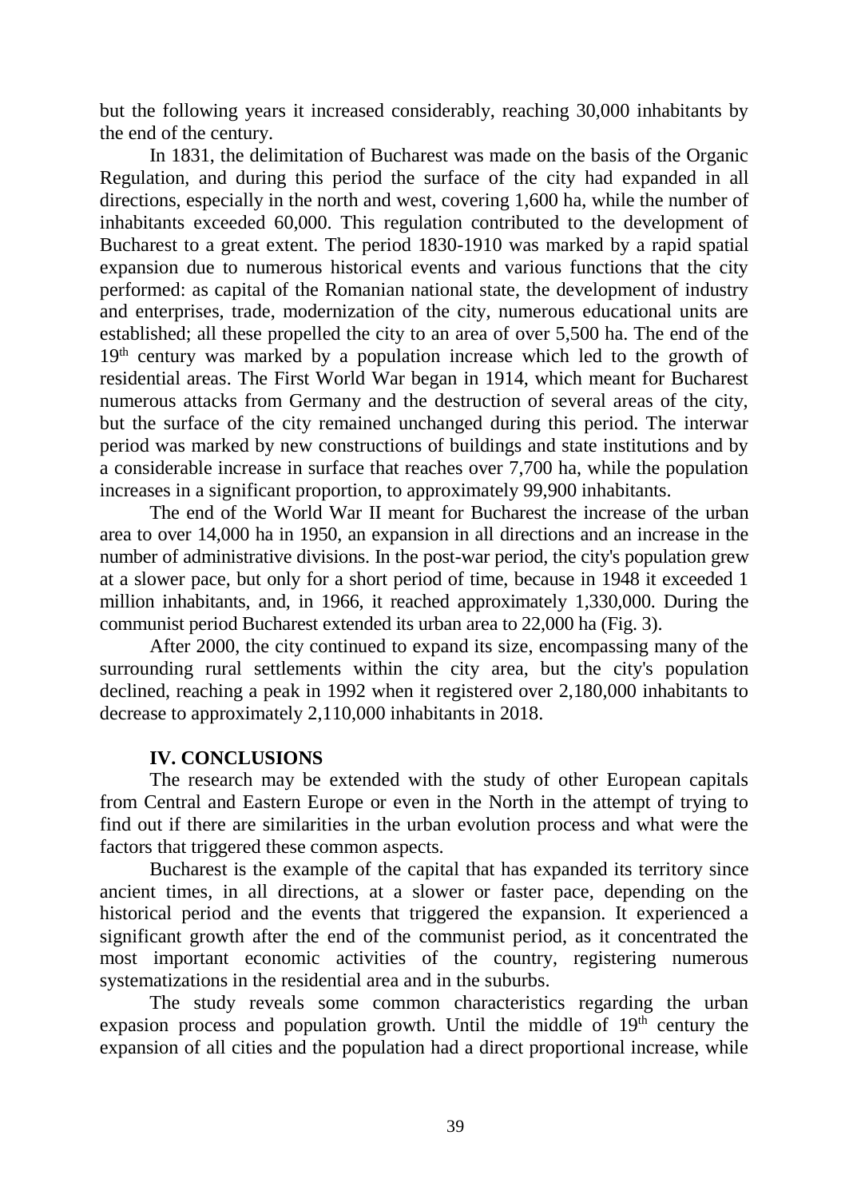but the following years it increased considerably, reaching 30,000 inhabitants by the end of the century.

In 1831, the delimitation of Bucharest was made on the basis of the Organic Regulation, and during this period the surface of the city had expanded in all directions, especially in the north and west, covering 1,600 ha, while the number of inhabitants exceeded 60,000. This regulation contributed to the development of Bucharest to a great extent. The period 1830-1910 was marked by a rapid spatial expansion due to numerous historical events and various functions that the city performed: as capital of the Romanian national state, the development of industry and enterprises, trade, modernization of the city, numerous educational units are established; all these propelled the city to an area of over 5,500 ha. The end of the 19th century was marked by a population increase which led to the growth of residential areas. The First World War began in 1914, which meant for Bucharest numerous attacks from Germany and the destruction of several areas of the city, but the surface of the city remained unchanged during this period. The interwar period was marked by new constructions of buildings and state institutions and by a considerable increase in surface that reaches over 7,700 ha, while the population increases in a significant proportion, to approximately 99,900 inhabitants.

The end of the World War II meant for Bucharest the increase of the urban area to over 14,000 ha in 1950, an expansion in all directions and an increase in the number of administrative divisions. In the post-war period, the city's population grew at a slower pace, but only for a short period of time, because in 1948 it exceeded 1 million inhabitants, and, in 1966, it reached approximately 1,330,000. During the communist period Bucharest extended its urban area to 22,000 ha (Fig. 3).

After 2000, the city continued to expand its size, encompassing many of the surrounding rural settlements within the city area, but the city's population declined, reaching a peak in 1992 when it registered over 2,180,000 inhabitants to decrease to approximately 2,110,000 inhabitants in 2018.

## IV. CONCLUSIONS

The research may be extended with the study of other European capitals from Central and Eastern Europe or even in the North in the attempt of trying to find out if there are similarities in the urban evolution process and what were the factors that triggered these common aspects.

Bucharest is the example of the capital that has expanded its territory since ancient times, in all directions, at a slower or faster pace, depending on the historical period and the events that triggered the expansion. It experienced a significant growth after the end of the communist period, as it concentrated the most important economic activities of the country, registering numerous systematizations in the residential area and in the suburbs.

The study reveals some common characteristics regarding the urban expasion process and population growth. Until the middle of 19th century the expansion of all cities and the population had a direct proportional increase, while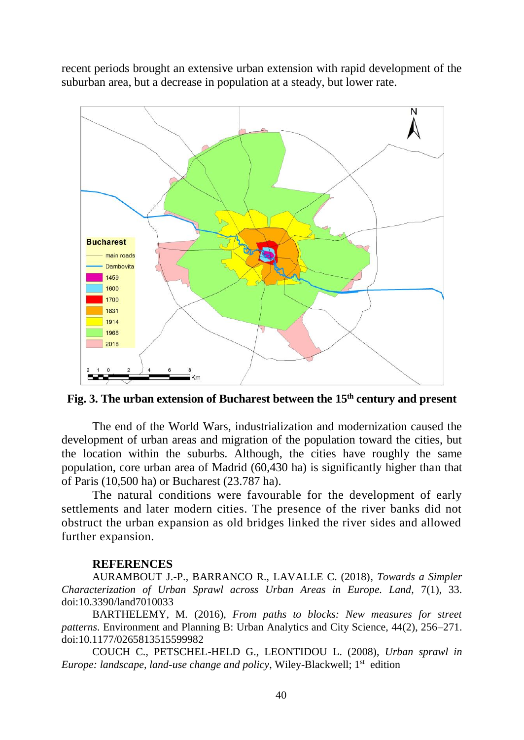recent periods brought an extensive urban extension with rapid development of the suburban area, but a decrease in population at a steady, but lower rate.

**Fig. 3. The urban extension of Bucharest between the 15th century and present**

The end of the World Wars, industrialization and modernization caused the development of urban areas and migration of the population toward the cities, but the location within the suburbs. Although, the cities have roughly the same population, core urban area of Madrid (60,430 ha) is significantly higher than that of Paris (10,500 ha) or Bucharest (23.787 ha).

The natural conditions were favourable for the development of early settlements and later modern cities. The presence of the river banks did not obstruct the urban expansion as old bridges linked the river sides and allowed further expansion.

## REFERENCES

AURAMBOUT J.-P., BARRANCO R., LAVALLE C. (2018), *Towards a Simpler Characterization of Urban Sprawl across Urban Areas in Europe. Land*, 7(1), 33. doi:10.3390/land7010033

BARTHELEMY, M. (2016), *From paths to blocks: New measures for street patterns*. Environment and Planning B: Urban Analytics and City Science, 44(2), 256–271. doi:10.1177/0265813515599982

COUCH C., PETSCHEL-HELD G., LEONTIDOU L. (2008), *Urban sprawl in Europe: landscape, land-use change and policy*, Wiley-Blackwell; 1st edition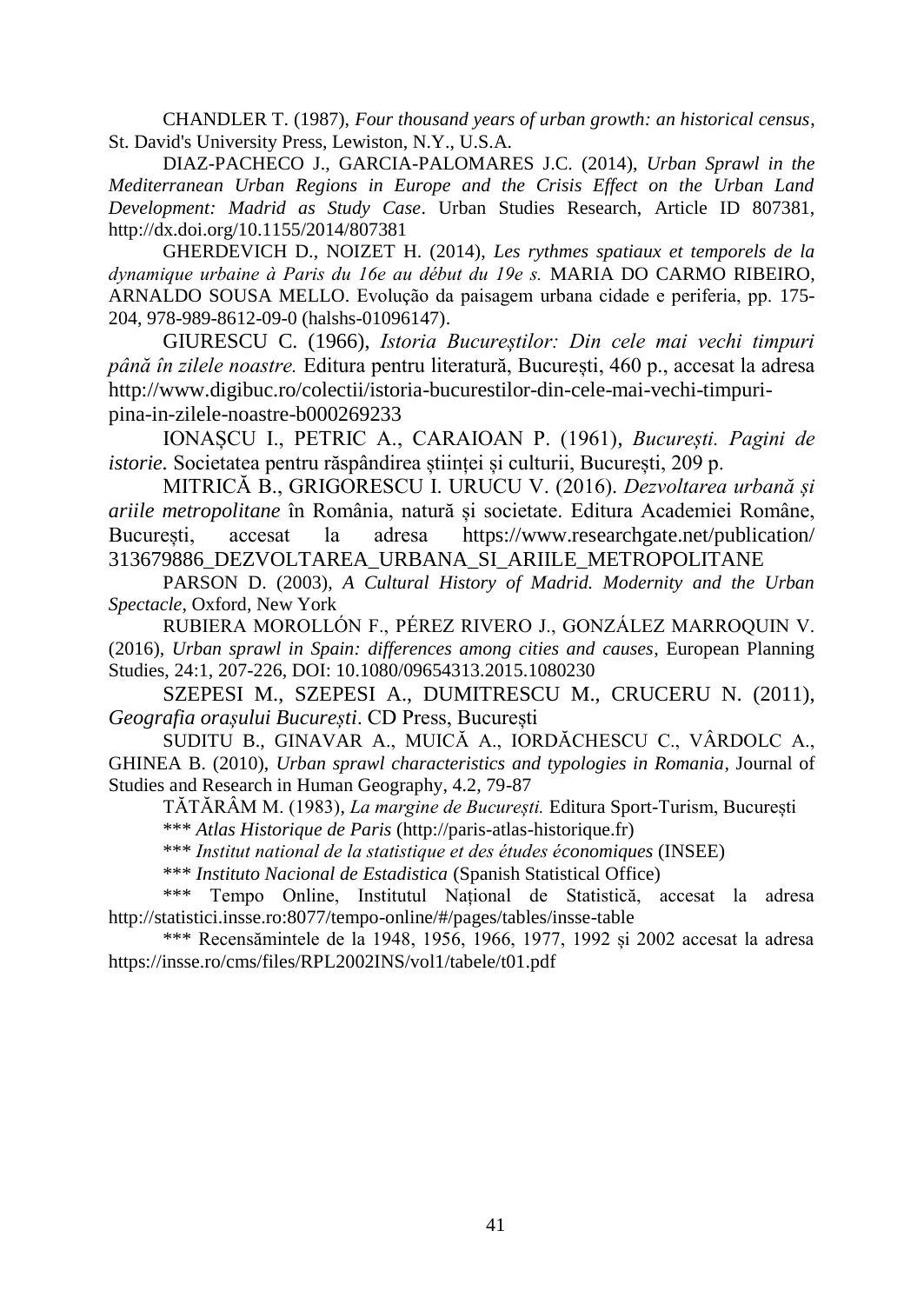CHANDLER T. (1987), *Four thousand years of urban growth: an historical census*, St. David's University Press, Lewiston, N.Y., U.S.A.

DIAZ-PACHECO J., GARCIA-PALOMARES J.C. (2014), *Urban Sprawl in the Mediterranean Urban Regions in Europe and the Crisis Effect on the Urban Land Development: Madrid as Study Case*. Urban Studies Research, Article ID 807381, http://dx.doi.org/10.1155/2014/807381

GHERDEVICH D., NOIZET H. (2014), *Les rythmes spatiaux et temporels de la dynamique urbaine à Paris du 16e au début du 19e s.* MARIA DO CARMO RIBEIRO, ARNALDO SOUSA MELLO. Evolução da paisagem urbana cidade e periferia, pp. 175-204, 978-989-8612-09-0 (halshs-01096147).

GIURESCU C. (1966), *Istoria Bucureștilor: Din cele mai vechi timpuri până în zilele noastre.* Editura pentru literatură, București, 460 p., accesat la adresa http://www.digibuc.ro/colectii/istoria-bucurestilor-din-cele-mai-vechi-timpuri-pina-in-zilele-noastre-b000269233

IONAȘCU I., PETRIC A., CARAIOAN P. (1961), *București. Pagini de istorie.* Societatea pentru răspândirea științei și culturii, București, 209 p.

MITRICĂ B., GRIGORESCU I. URUCU V. (2016). *Dezvoltarea urbană și ariile metropolitane* în România, natură și societate. Editura Academiei Române, București, accesat la adresa https://www.researchgate.net/publication/313679886_DEZVOLTAREA_URBANA_SI_ARIILE_METROPOLITANE

PARSON D. (2003), *A Cultural History of Madrid. Modernity and the Urban Spectacle*, Oxford, New York

RUBIERA MOROLLÓN F., PÉREZ RIVERO J., GONZÁLEZ MARROQUIN V. (2016), *Urban sprawl in Spain: differences among cities and causes*, European Planning Studies, 24:1, 207-226, DOI: 10.1080/09654313.2015.1080230

SZEPESI M., SZEPESI A., DUMITRESCU M., CRUCERU N. (2011), *Geografia orașului București*. CD Press, București

SUDITU B., GINAVAR A., MUICĂ A., IORDĂCHESCU C., VÂRDOLC A., GHINEA B. (2010), *Urban sprawl characteristics and typologies in Romania*, Journal of Studies and Research in Human Geography, 4.2, 79-87

TĂTĂRÂM M. (1983), *La margine de București.* Editura Sport-Turism, București

\*\*\* *Atlas Historique de Paris* (http://paris-atlas-historique.fr)

\*\*\* *Institut national de la statistique et des études économiques* (INSEE)

\*\*\* *Instituto Nacional de Estadistica* (Spanish Statistical Office)

\*\*\* Tempo Online, Institutul Național de Statistică, accesat la adresa http://statistici.insse.ro:8077/tempo-online/#/pages/tables/insse-table

\*\*\* Recensămintele de la 1948, 1956, 1966, 1977, 1992 și 2002 accesat la adresa https://insse.ro/cms/files/RPL2002INS/vol1/tabele/t01.pdf